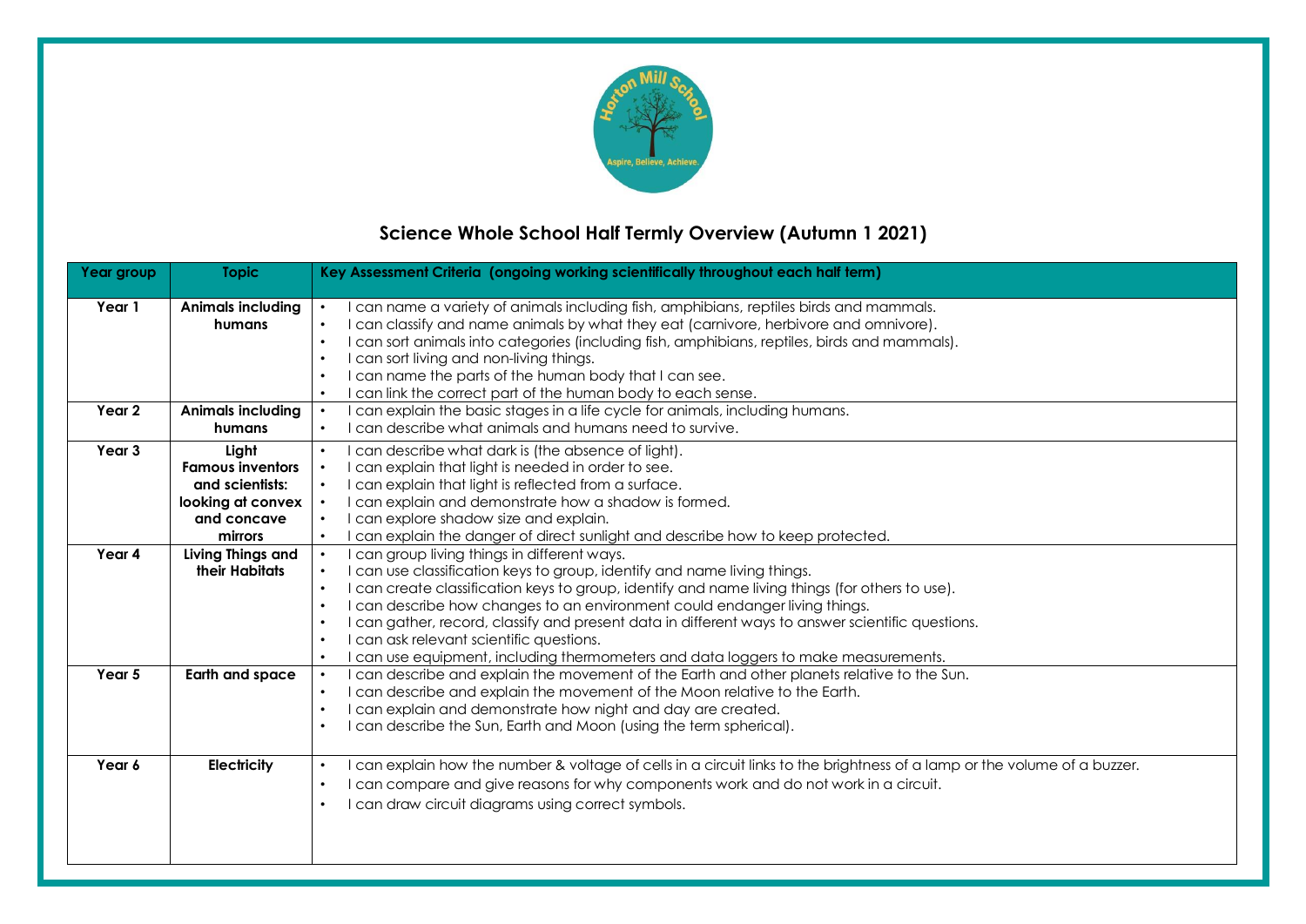# Science Whole School Half Termly Overview (Autumn 1 2021)

| Year group | Topic | Key Assessment Criteria (ongoing working scientifically throughout each half term) |
| --- | --- | --- |
| Year 1 | Animals including humans | • I can name a variety of animals including fish, amphibians, reptiles birds and mammals.<br>• I can classify and name animals by what they eat (carnivore, herbivore and omnivore).<br>• I can sort animals into categories (including fish, amphibians, reptiles, birds and mammals).<br>• I can sort living and non-living things.<br>• I can name the parts of the human body that I can see.<br>• I can link the correct part of the human body to each sense. |
| Year 2 | Animals including humans | • I can explain the basic stages in a life cycle for animals, including humans.<br>• I can describe what animals and humans need to survive. |
| Year 3 | Light<br>Famous inventors and scientists: looking at convex and concave mirrors | • I can describe what dark is (the absence of light).<br>• I can explain that light is needed in order to see.<br>• I can explain that light is reflected from a surface.<br>• I can explain and demonstrate how a shadow is formed.<br>• I can explore shadow size and explain.<br>• I can explain the danger of direct sunlight and describe how to keep protected. |
| Year 4 | Living Things and their Habitats | • I can group living things in different ways.<br>• I can use classification keys to group, identify and name living things.<br>• I can create classification keys to group, identify and name living things (for others to use).<br>• I can describe how changes to an environment could endanger living things.<br>• I can gather, record, classify and present data in different ways to answer scientific questions.<br>• I can ask relevant scientific questions.<br>• I can use equipment, including thermometers and data loggers to make measurements. |
| Year 5 | Earth and space | • I can describe and explain the movement of the Earth and other planets relative to the Sun.<br>• I can describe and explain the movement of the Moon relative to the Earth.<br>• I can explain and demonstrate how night and day are created.<br>• I can describe the Sun, Earth and Moon (using the term spherical). |
| Year 6 | Electricity | • I can explain how the number & voltage of cells in a circuit links to the brightness of a lamp or the volume of a buzzer.<br>• I can compare and give reasons for why components work and do not work in a circuit.<br>• I can draw circuit diagrams using correct symbols. |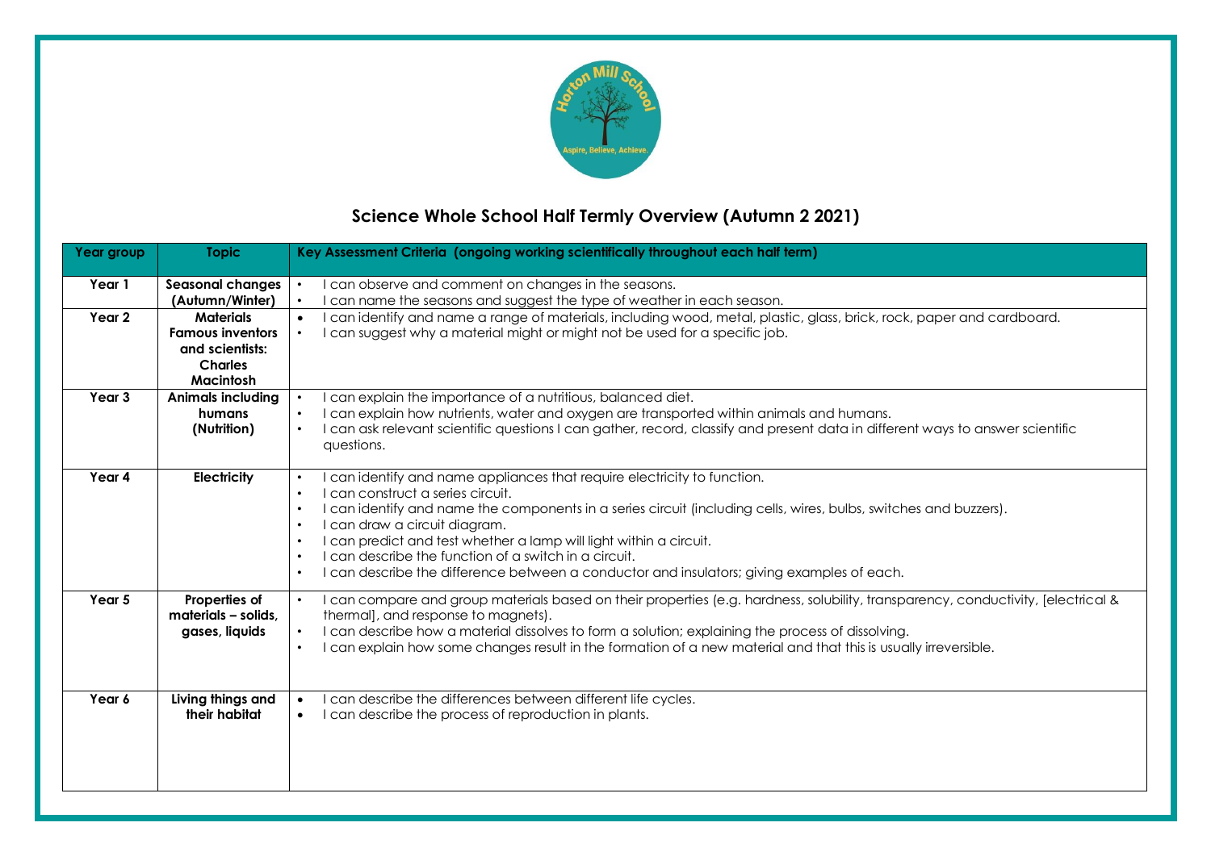## Science Whole School Half Termly Overview (Autumn 2 2021)

| Year group | Topic | Key Assessment Criteria (ongoing working scientifically throughout each half term) |
|---|---|---|
| Year 1 | **Seasonal changes (Autumn/Winter)** | • I can observe and comment on changes in the seasons.<br>• I can name the seasons and suggest the type of weather in each season. |
| Year 2 | **Materials Famous inventors and scientists: Charles Macintosh** | • I can identify and name a range of materials, including wood, metal, plastic, glass, brick, rock, paper and cardboard.<br>• I can suggest why a material might or might not be used for a specific job. |
| Year 3 | **Animals including humans (Nutrition)** | • I can explain the importance of a nutritious, balanced diet.<br>• I can explain how nutrients, water and oxygen are transported within animals and humans.<br>• I can ask relevant scientific questions I can gather, record, classify and present data in different ways to answer scientific questions. |
| Year 4 | **Electricity** | • I can identify and name appliances that require electricity to function.<br>• I can construct a series circuit.<br>• I can identify and name the components in a series circuit (including cells, wires, bulbs, switches and buzzers).<br>• I can draw a circuit diagram.<br>• I can predict and test whether a lamp will light within a circuit.<br>• I can describe the function of a switch in a circuit.<br>• I can describe the difference between a conductor and insulators; giving examples of each. |
| Year 5 | **Properties of materials – solids, gases, liquids** | • I can compare and group materials based on their properties (e.g. hardness, solubility, transparency, conductivity, [electrical & thermal], and response to magnets).<br>• I can describe how a material dissolves to form a solution; explaining the process of dissolving.<br>• I can explain how some changes result in the formation of a new material and that this is usually irreversible. |
| Year 6 | **Living things and their habitat** | • I can describe the differences between different life cycles.<br>• I can describe the process of reproduction in plants. |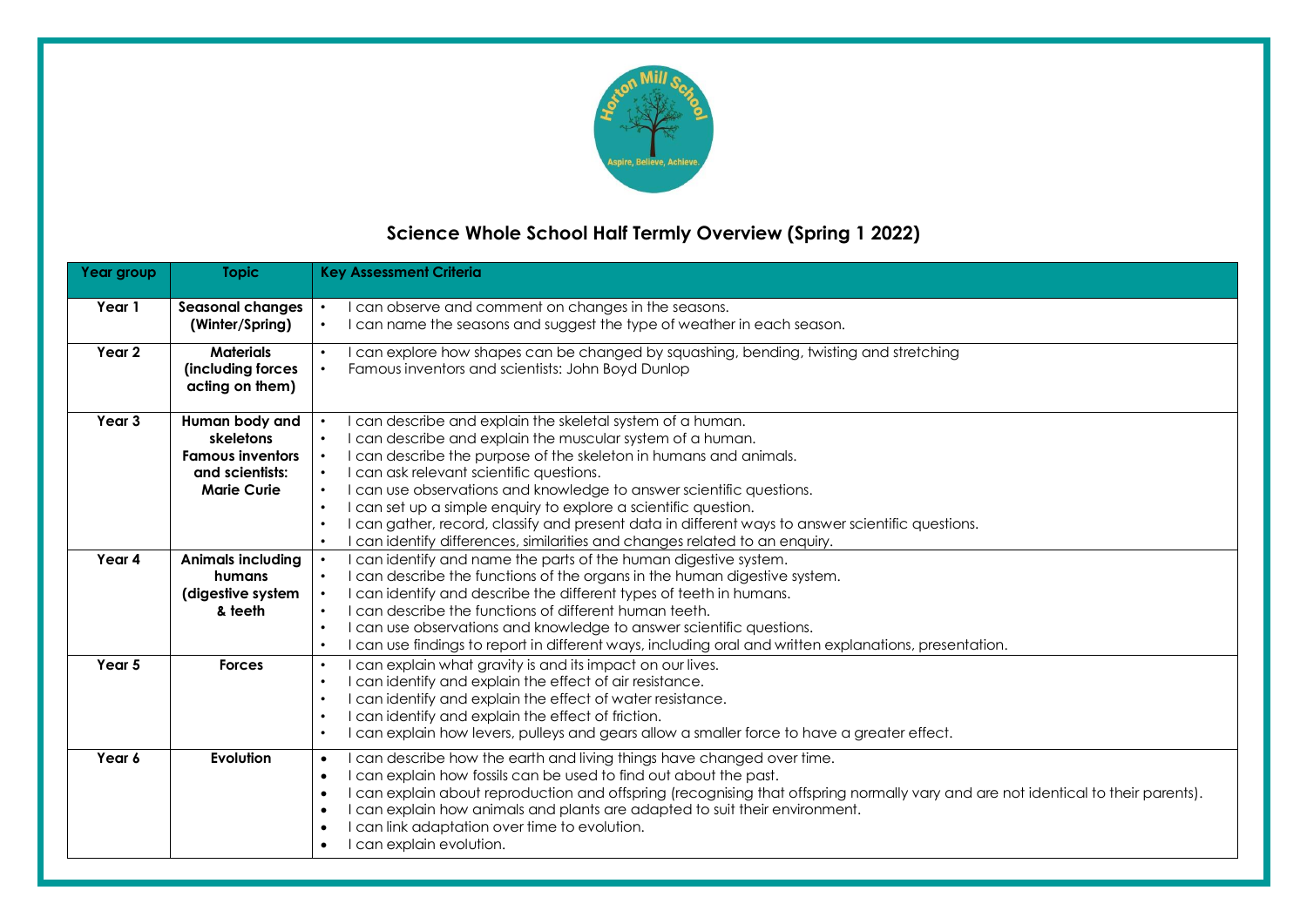# Science Whole School Half Termly Overview (Spring 1 2022)

| Year group | Topic | Key Assessment Criteria |
| --- | --- | --- |
| Year 1 | Seasonal changes (Winter/Spring) | • I can observe and comment on changes in the seasons.<br>• I can name the seasons and suggest the type of weather in each season. |
| Year 2 | Materials (including forces acting on them) | • I can explore how shapes can be changed by squashing, bending, twisting and stretching<br>• Famous inventors and scientists: John Boyd Dunlop |
| Year 3 | Human body and skeletons<br>Famous inventors and scientists: Marie Curie | • I can describe and explain the skeletal system of a human.<br>• I can describe and explain the muscular system of a human.<br>• I can describe the purpose of the skeleton in humans and animals.<br>• I can ask relevant scientific questions.<br>• I can use observations and knowledge to answer scientific questions.<br>• I can set up a simple enquiry to explore a scientific question.<br>• I can gather, record, classify and present data in different ways to answer scientific questions.<br>• I can identify differences, similarities and changes related to an enquiry. |
| Year 4 | Animals including humans (digestive system & teeth | • I can identify and name the parts of the human digestive system.<br>• I can describe the functions of the organs in the human digestive system.<br>• I can identify and describe the different types of teeth in humans.<br>• I can describe the functions of different human teeth.<br>• I can use observations and knowledge to answer scientific questions.<br>• I can use findings to report in different ways, including oral and written explanations, presentation. |
| Year 5 | Forces | • I can explain what gravity is and its impact on our lives.<br>• I can identify and explain the effect of air resistance.<br>• I can identify and explain the effect of water resistance.<br>• I can identify and explain the effect of friction.<br>• I can explain how levers, pulleys and gears allow a smaller force to have a greater effect. |
| Year 6 | Evolution | • I can describe how the earth and living things have changed over time.<br>• I can explain how fossils can be used to find out about the past.<br>• I can explain about reproduction and offspring (recognising that offspring normally vary and are not identical to their parents).<br>• I can explain how animals and plants are adapted to suit their environment.<br>• I can link adaptation over time to evolution.<br>• I can explain evolution. |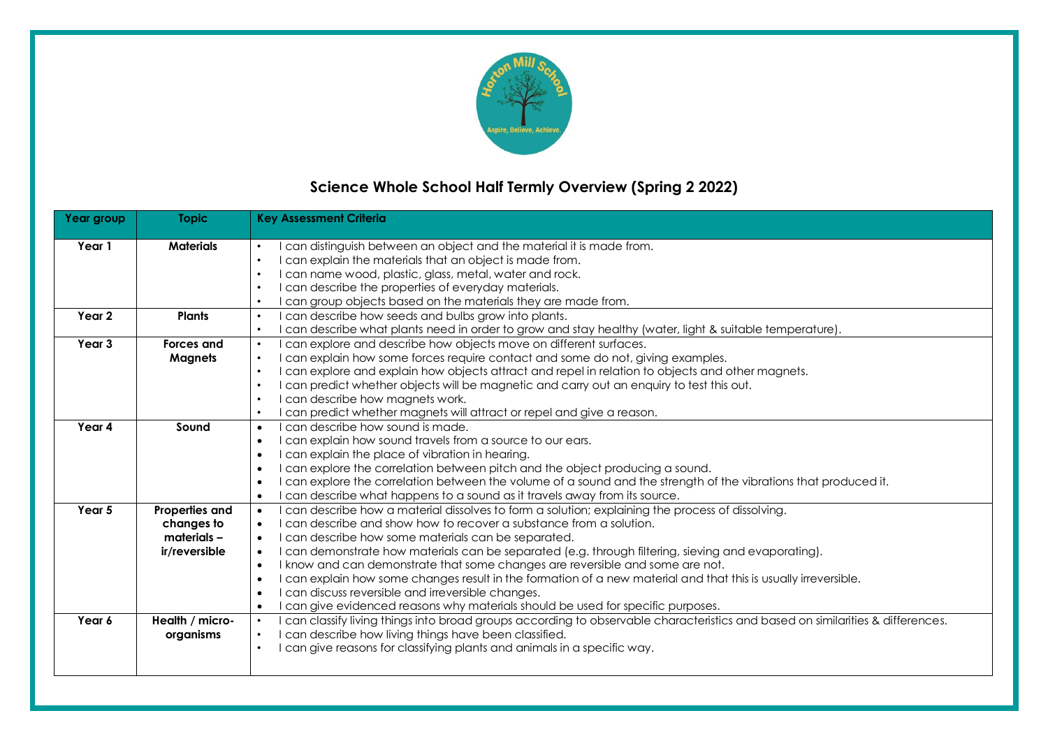## Science Whole School Half Termly Overview (Spring 2 2022)

| Year group | Topic | Key Assessment Criteria |
|---|---|---|
| Year 1 | Materials | • I can distinguish between an object and the material it is made from.<br>• I can explain the materials that an object is made from.<br>• I can name wood, plastic, glass, metal, water and rock.<br>• I can describe the properties of everyday materials.<br>• I can group objects based on the materials they are made from. |
| Year 2 | Plants | • I can describe how seeds and bulbs grow into plants.<br>• I can describe what plants need in order to grow and stay healthy (water, light & suitable temperature). |
| Year 3 | Forces and Magnets | • I can explore and describe how objects move on different surfaces.<br>• I can explain how some forces require contact and some do not, giving examples.<br>• I can explore and explain how objects attract and repel in relation to objects and other magnets.<br>• I can predict whether objects will be magnetic and carry out an enquiry to test this out.<br>• I can describe how magnets work.<br>• I can predict whether magnets will attract or repel and give a reason. |
| Year 4 | Sound | • I can describe how sound is made.<br>• I can explain how sound travels from a source to our ears.<br>• I can explain the place of vibration in hearing.<br>• I can explore the correlation between pitch and the object producing a sound.<br>• I can explore the correlation between the volume of a sound and the strength of the vibrations that produced it.<br>• I can describe what happens to a sound as it travels away from its source. |
| Year 5 | Properties and changes to materials – ir/reversible | • I can describe how a material dissolves to form a solution; explaining the process of dissolving.<br>• I can describe and show how to recover a substance from a solution.<br>• I can describe how some materials can be separated.<br>• I can demonstrate how materials can be separated (e.g. through filtering, sieving and evaporating).<br>• I know and can demonstrate that some changes are reversible and some are not.<br>• I can explain how some changes result in the formation of a new material and that this is usually irreversible.<br>• I can discuss reversible and irreversible changes.<br>• I can give evidenced reasons why materials should be used for specific purposes. |
| Year 6 | Health / micro-organisms | • I can classify living things into broad groups according to observable characteristics and based on similarities & differences.<br>• I can describe how living things have been classified.<br>• I can give reasons for classifying plants and animals in a specific way. |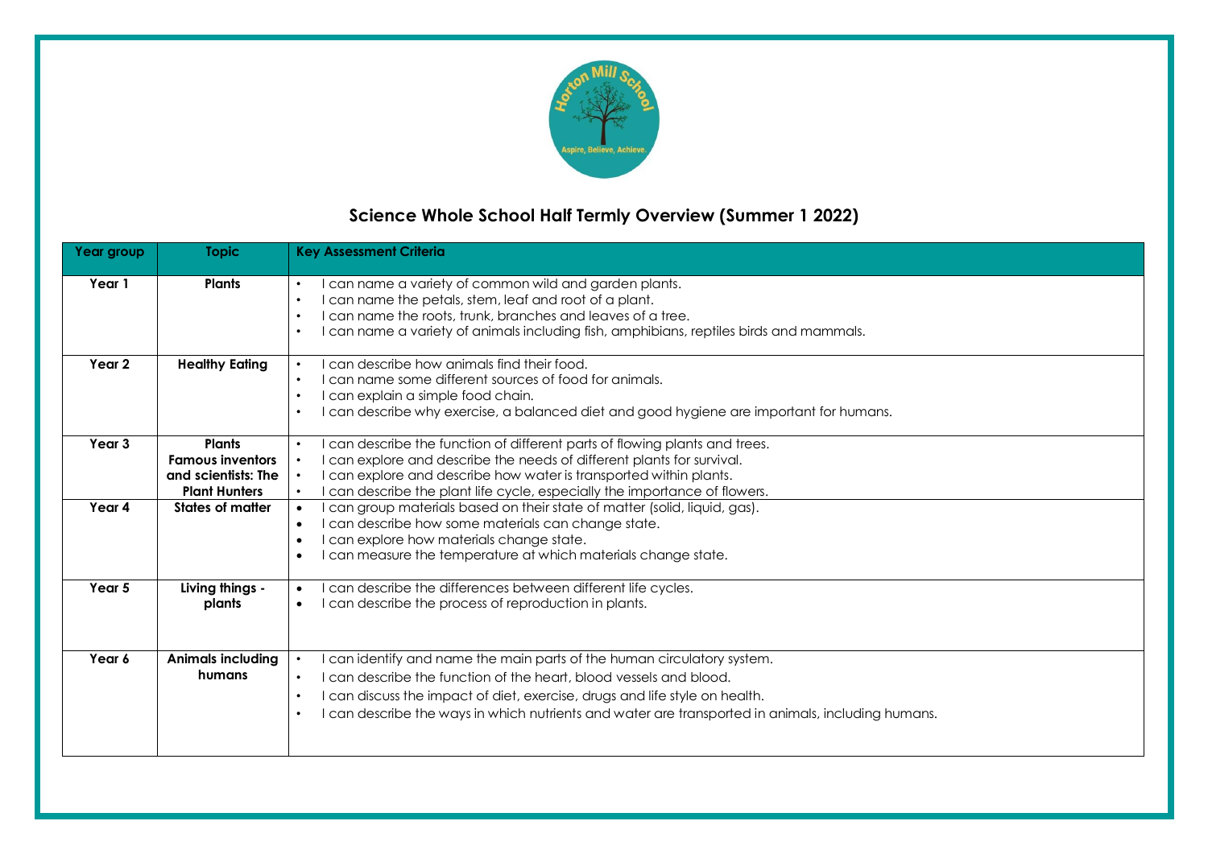## Science Whole School Half Termly Overview (Summer 1 2022)

| Year group | Topic | Key Assessment Criteria |
| --- | --- | --- |
| Year 1 | Plants | • I can name a variety of common wild and garden plants.<br>• I can name the petals, stem, leaf and root of a plant.<br>• I can name the roots, trunk, branches and leaves of a tree.<br>• I can name a variety of animals including fish, amphibians, reptiles birds and mammals. |
| Year 2 | Healthy Eating | • I can describe how animals find their food.<br>• I can name some different sources of food for animals.<br>• I can explain a simple food chain.<br>• I can describe why exercise, a balanced diet and good hygiene are important for humans. |
| Year 3 | Plants<br>Famous inventors and scientists: The Plant Hunters | • I can describe the function of different parts of flowing plants and trees.<br>• I can explore and describe the needs of different plants for survival.<br>• I can explore and describe how water is transported within plants.<br>• I can describe the plant life cycle, especially the importance of flowers. |
| Year 4 | States of matter | • I can group materials based on their state of matter (solid, liquid, gas).<br>• I can describe how some materials can change state.<br>• I can explore how materials change state.<br>• I can measure the temperature at which materials change state. |
| Year 5 | Living things - plants | • I can describe the differences between different life cycles.<br>• I can describe the process of reproduction in plants. |
| Year 6 | Animals including humans | • I can identify and name the main parts of the human circulatory system.<br>• I can describe the function of the heart, blood vessels and blood.<br>• I can discuss the impact of diet, exercise, drugs and life style on health.<br>• I can describe the ways in which nutrients and water are transported in animals, including humans. |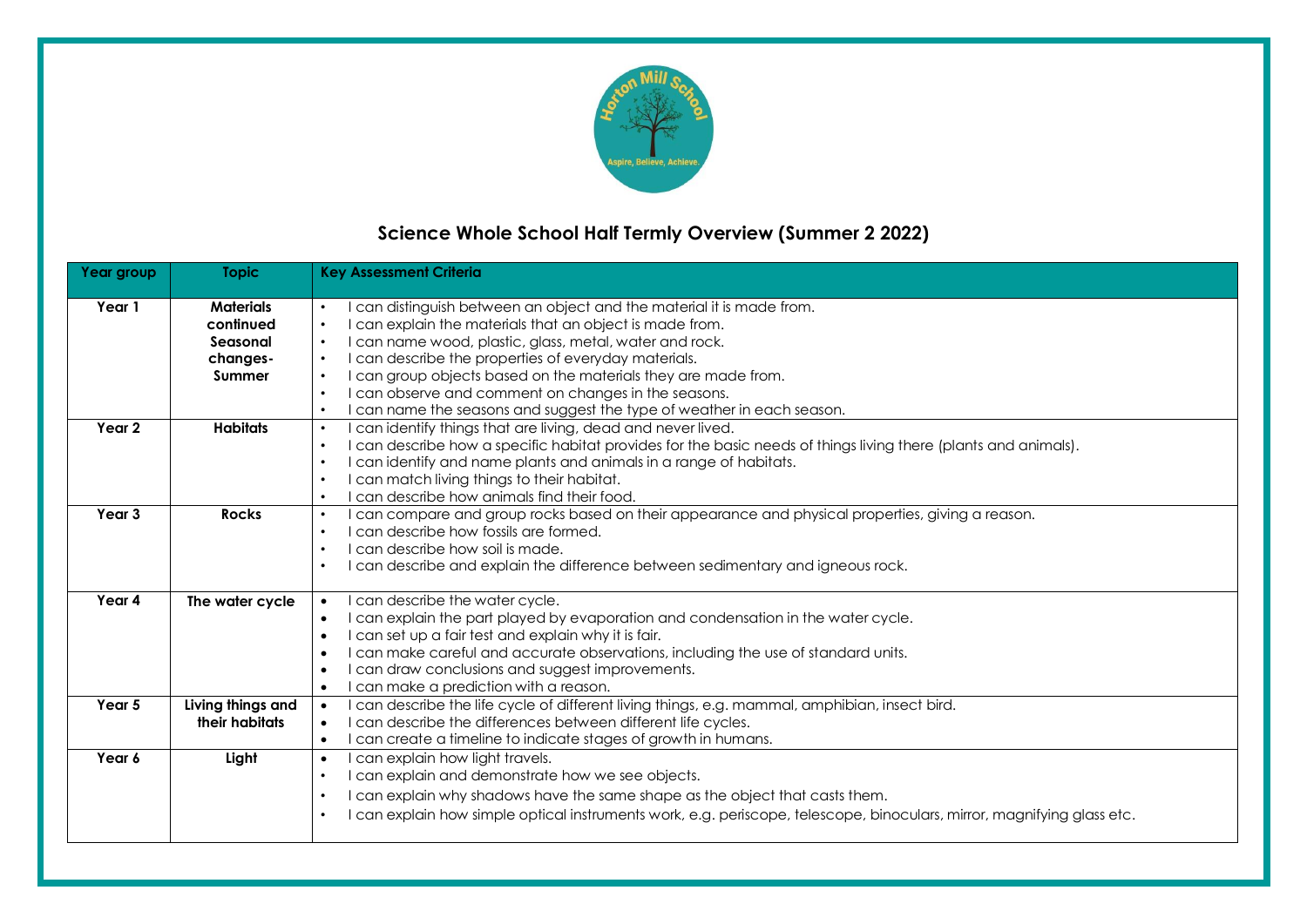# Science Whole School Half Termly Overview (Summer 2 2022)

| Year group | Topic | Key Assessment Criteria |
|---|---|---|
| Year 1 | Materials continued Seasonal changes- Summer | • I can distinguish between an object and the material it is made from.<br>• I can explain the materials that an object is made from.<br>• I can name wood, plastic, glass, metal, water and rock.<br>• I can describe the properties of everyday materials.<br>• I can group objects based on the materials they are made from.<br>• I can observe and comment on changes in the seasons.<br>• I can name the seasons and suggest the type of weather in each season. |
| Year 2 | Habitats | • I can identify things that are living, dead and never lived.<br>• I can describe how a specific habitat provides for the basic needs of things living there (plants and animals).<br>• I can identify and name plants and animals in a range of habitats.<br>• I can match living things to their habitat.<br>• I can describe how animals find their food. |
| Year 3 | Rocks | • I can compare and group rocks based on their appearance and physical properties, giving a reason.<br>• I can describe how fossils are formed.<br>• I can describe how soil is made.<br>• I can describe and explain the difference between sedimentary and igneous rock. |
| Year 4 | The water cycle | • I can describe the water cycle.<br>• I can explain the part played by evaporation and condensation in the water cycle.<br>• I can set up a fair test and explain why it is fair.<br>• I can make careful and accurate observations, including the use of standard units.<br>• I can draw conclusions and suggest improvements.<br>• I can make a prediction with a reason. |
| Year 5 | Living things and their habitats | • I can describe the life cycle of different living things, e.g. mammal, amphibian, insect bird.<br>• I can describe the differences between different life cycles.<br>• I can create a timeline to indicate stages of growth in humans. |
| Year 6 | Light | • I can explain how light travels.<br>• I can explain and demonstrate how we see objects.<br>• I can explain why shadows have the same shape as the object that casts them.<br>• I can explain how simple optical instruments work, e.g. periscope, telescope, binoculars, mirror, magnifying glass etc. |